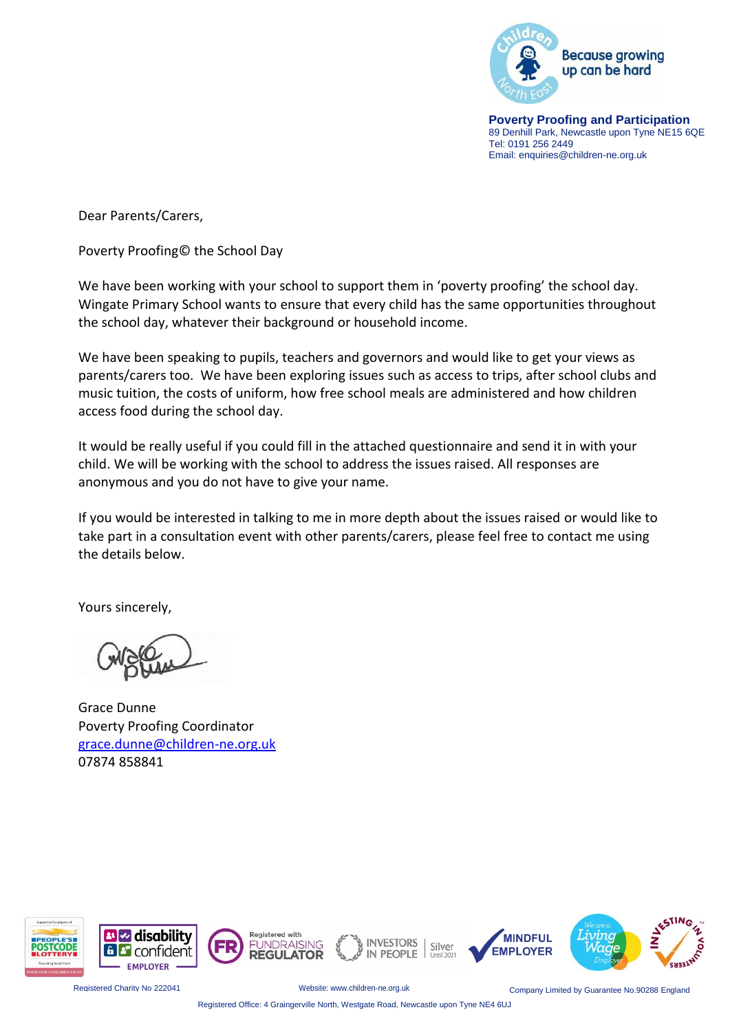Because growing up can be hard

**Poverty Proofing and Participation**
89 Denhill Park, Newcastle upon Tyne NE15 6QE
Tel: 0191 256 2449
Email: enquiries@children-ne.org.uk

Dear Parents/Carers,

Poverty Proofing© the School Day

We have been working with your school to support them in 'poverty proofing' the school day. Wingate Primary School wants to ensure that every child has the same opportunities throughout the school day, whatever their background or household income.

We have been speaking to pupils, teachers and governors and would like to get your views as parents/carers too. We have been exploring issues such as access to trips, after school clubs and music tuition, the costs of uniform, how free school meals are administered and how children access food during the school day.

It would be really useful if you could fill in the attached questionnaire and send it in with your child. We will be working with the school to address the issues raised. All responses are anonymous and you do not have to give your name.

If you would be interested in talking to me in more depth about the issues raised or would like to take part in a consultation event with other parents/carers, please feel free to contact me using the details below.

Yours sincerely,

Grace Dunne
Poverty Proofing Coordinator
grace.dunne@children-ne.org.uk
07874 858841

Registered Charity No 222041 | Website: www.children-ne.org.uk | Company Limited by Guarantee No.90288 England

Registered Office: 4 Graingerville North, Westgate Road, Newcastle upon Tyne NE4 6UJ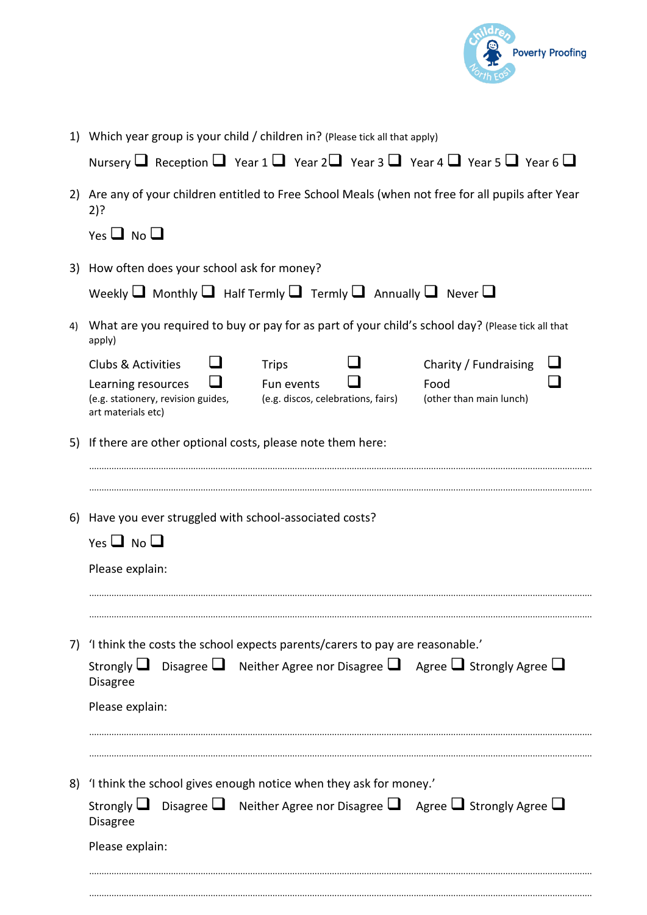1) Which year group is your child / children in? (Please tick all that apply)

   Nursery ❑ Reception ❑ Year 1 ❑ Year 2❑ Year 3 ❑ Year 4 ❑ Year 5 ❑ Year 6 ❑

2) Are any of your children entitled to Free School Meals (when not free for all pupils after Year 2)?

   Yes ❑ No ❑

3) How often does your school ask for money?

   Weekly ❑ Monthly ❑ Half Termly ❑ Termly ❑ Annually ❑ Never ❑

4) What are you required to buy or pay for as part of your child's school day? (Please tick all that apply)

   Clubs & Activities ❑
   Learning resources ❑
   (e.g. stationery, revision guides, art materials etc)
   Trips ❑
   Fun events ❑
   (e.g. discos, celebrations, fairs)
   Charity / Fundraising ❑
   Food ❑
   (other than main lunch)

5) If there are other optional costs, please note them here:

   ..............................................................................................................................

   ..............................................................................................................................

6) Have you ever struggled with school-associated costs?

   Yes ❑ No ❑

   Please explain:

   ..............................................................................................................................

   ..............................................................................................................................

7) 'I think the costs the school expects parents/carers to pay are reasonable.'

   Strongly Disagree ❑ Disagree ❑ Neither Agree nor Disagree ❑ Agree ❑ Strongly Agree ❑

   Please explain:

   ..............................................................................................................................

   ..............................................................................................................................

8) 'I think the school gives enough notice when they ask for money.'

   Strongly Disagree ❑ Disagree ❑ Neither Agree nor Disagree ❑ Agree ❑ Strongly Agree ❑

   Please explain:

   ..............................................................................................................................

   ..............................................................................................................................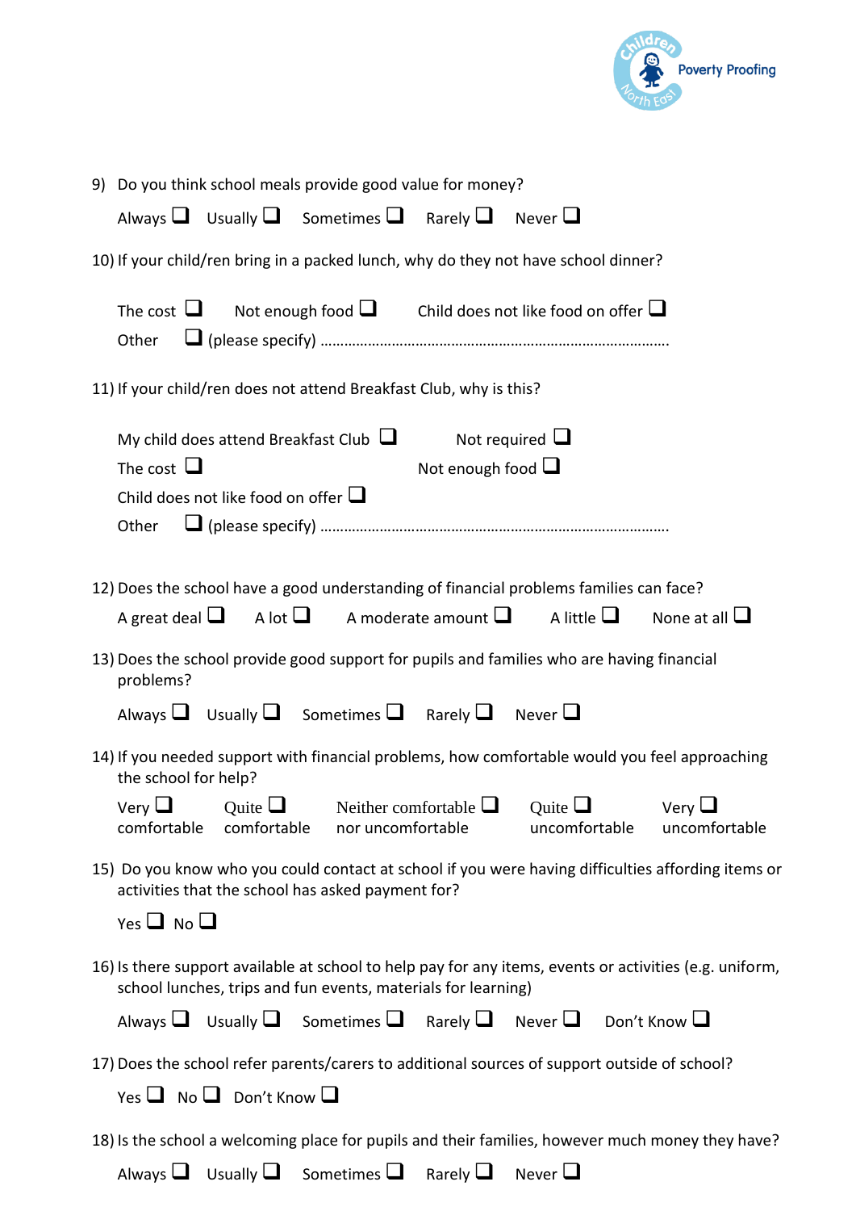9) Do you think school meals provide good value for money?

Always ❑ Usually ❑ Sometimes ❑ Rarely ❑ Never ❑

10) If your child/ren bring in a packed lunch, why do they not have school dinner?

The cost ❑ Not enough food ❑ Child does not like food on offer ❑

Other ❑ (please specify) ……………………………………………………………………………

11) If your child/ren does not attend Breakfast Club, why is this?

My child does attend Breakfast Club ❑ Not required ❑

The cost ❑ Not enough food ❑

Child does not like food on offer ❑

Other ❑ (please specify) ……………………………………………………………………………

12) Does the school have a good understanding of financial problems families can face?

A great deal ❑ A lot ❑ A moderate amount ❑ A little ❑ None at all ❑

13) Does the school provide good support for pupils and families who are having financial problems?

Always ❑ Usually ❑ Sometimes ❑ Rarely ❑ Never ❑

14) If you needed support with financial problems, how comfortable would you feel approaching the school for help?

Very comfortable ❑ Quite comfortable ❑ Neither comfortable nor uncomfortable ❑ Quite uncomfortable ❑ Very uncomfortable ❑

15) Do you know who you could contact at school if you were having difficulties affording items or activities that the school has asked payment for?

Yes ❑ No ❑

16) Is there support available at school to help pay for any items, events or activities (e.g. uniform, school lunches, trips and fun events, materials for learning)

Always ❑ Usually ❑ Sometimes ❑ Rarely ❑ Never ❑ Don't Know ❑

17) Does the school refer parents/carers to additional sources of support outside of school?

Yes ❑ No ❑ Don't Know ❑

18) Is the school a welcoming place for pupils and their families, however much money they have?

Always ❑ Usually ❑ Sometimes ❑ Rarely ❑ Never ❑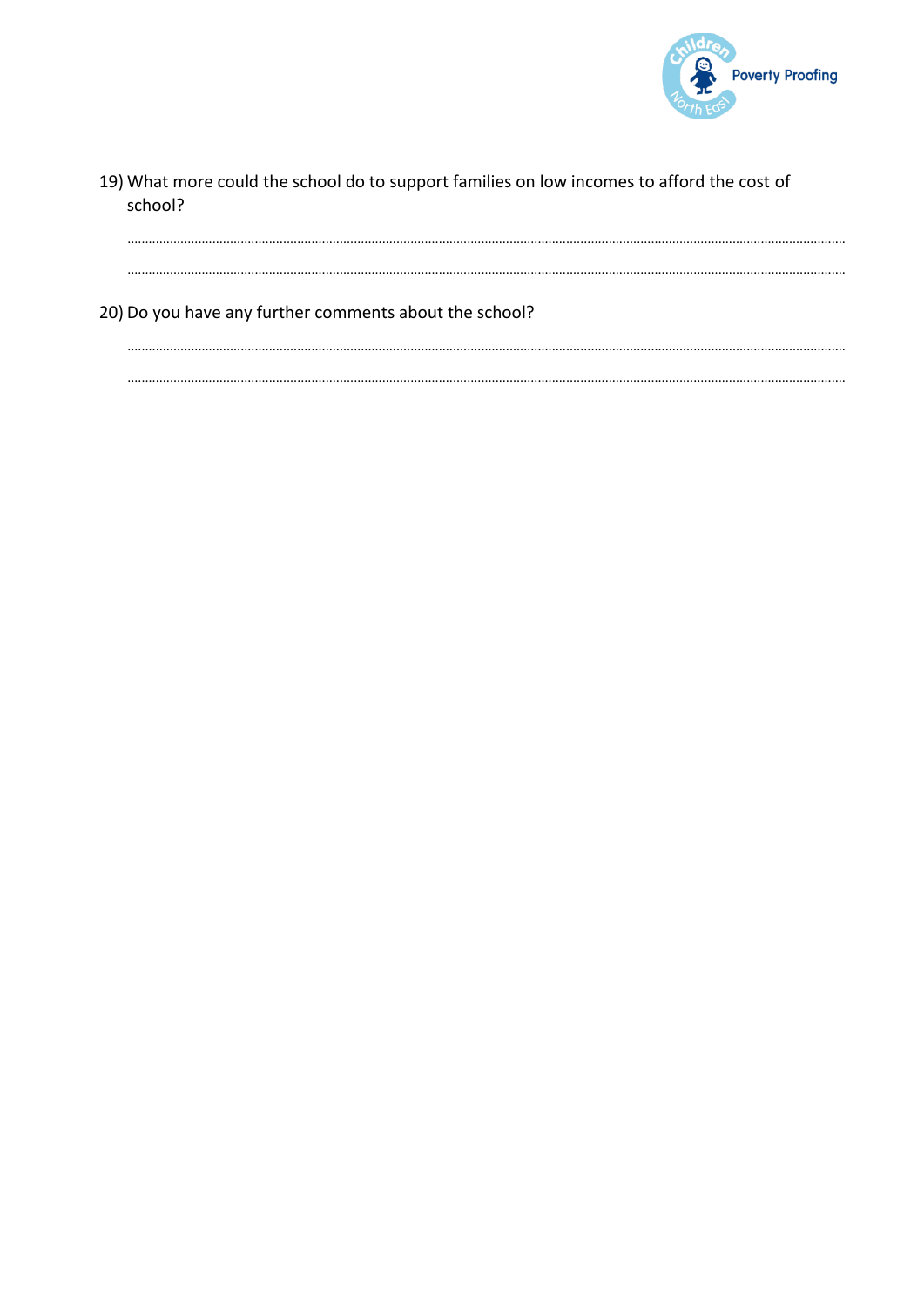19) What more could the school do to support families on low incomes to afford the cost of school?

……………………………………………………………………………………………………………………………………………………………

……………………………………………………………………………………………………………………………………………………………

20) Do you have any further comments about the school?

……………………………………………………………………………………………………………………………………………………………

……………………………………………………………………………………………………………………………………………………………